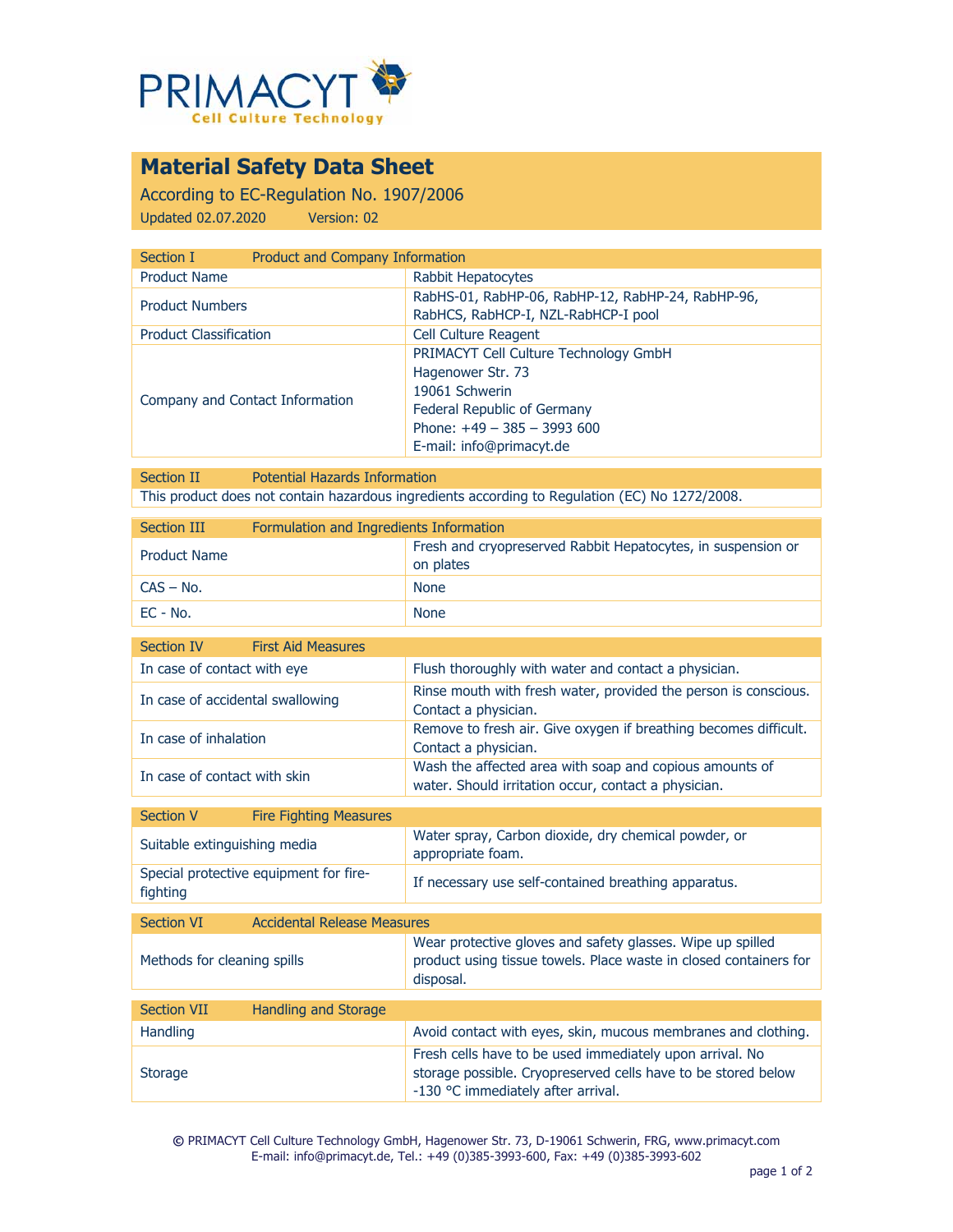PRIMACYT
Cell Culture Technology

# Material Safety Data Sheet

According to EC-Regulation No. 1907/2006

Updated 02.07.2020 Version: 02

| Section I | Product and Company Information |
|---|---|
| Product Name | Rabbit Hepatocytes |
| Product Numbers | RabHS-01, RabHP-06, RabHP-12, RabHP-24, RabHP-96, RabHCS, RabHCP-I, NZL-RabHCP-I pool |
| Product Classification | Cell Culture Reagent |
| Company and Contact Information | PRIMACYT Cell Culture Technology GmbH<br>Hagenower Str. 73<br>19061 Schwerin<br>Federal Republic of Germany<br>Phone: +49 – 385 – 3993 600<br>E-mail: info@primacyt.de |

| Section II | Potential Hazards Information |
|---|---|
| This product does not contain hazardous ingredients according to Regulation (EC) No 1272/2008. | |

| Section III | Formulation and Ingredients Information |
|---|---|
| Product Name | Fresh and cryopreserved Rabbit Hepatocytes, in suspension or on plates |
| CAS – No. | None |
| EC - No. | None |

| Section IV | First Aid Measures |
|---|---|
| In case of contact with eye | Flush thoroughly with water and contact a physician. |
| In case of accidental swallowing | Rinse mouth with fresh water, provided the person is conscious. Contact a physician. |
| In case of inhalation | Remove to fresh air. Give oxygen if breathing becomes difficult. Contact a physician. |
| In case of contact with skin | Wash the affected area with soap and copious amounts of water. Should irritation occur, contact a physician. |

| Section V | Fire Fighting Measures |
|---|---|
| Suitable extinguishing media | Water spray, Carbon dioxide, dry chemical powder, or appropriate foam. |
| Special protective equipment for fire-fighting | If necessary use self-contained breathing apparatus. |

| Section VI | Accidental Release Measures |
|---|---|
| Methods for cleaning spills | Wear protective gloves and safety glasses. Wipe up spilled product using tissue towels. Place waste in closed containers for disposal. |

| Section VII | Handling and Storage |
|---|---|
| Handling | Avoid contact with eyes, skin, mucous membranes and clothing. |
| Storage | Fresh cells have to be used immediately upon arrival. No storage possible. Cryopreserved cells have to be stored below -130 °C immediately after arrival. |

© PRIMACYT Cell Culture Technology GmbH, Hagenower Str. 73, D-19061 Schwerin, FRG, www.primacyt.com
E-mail: info@primacyt.de, Tel.: +49 (0)385-3993-600, Fax: +49 (0)385-3993-602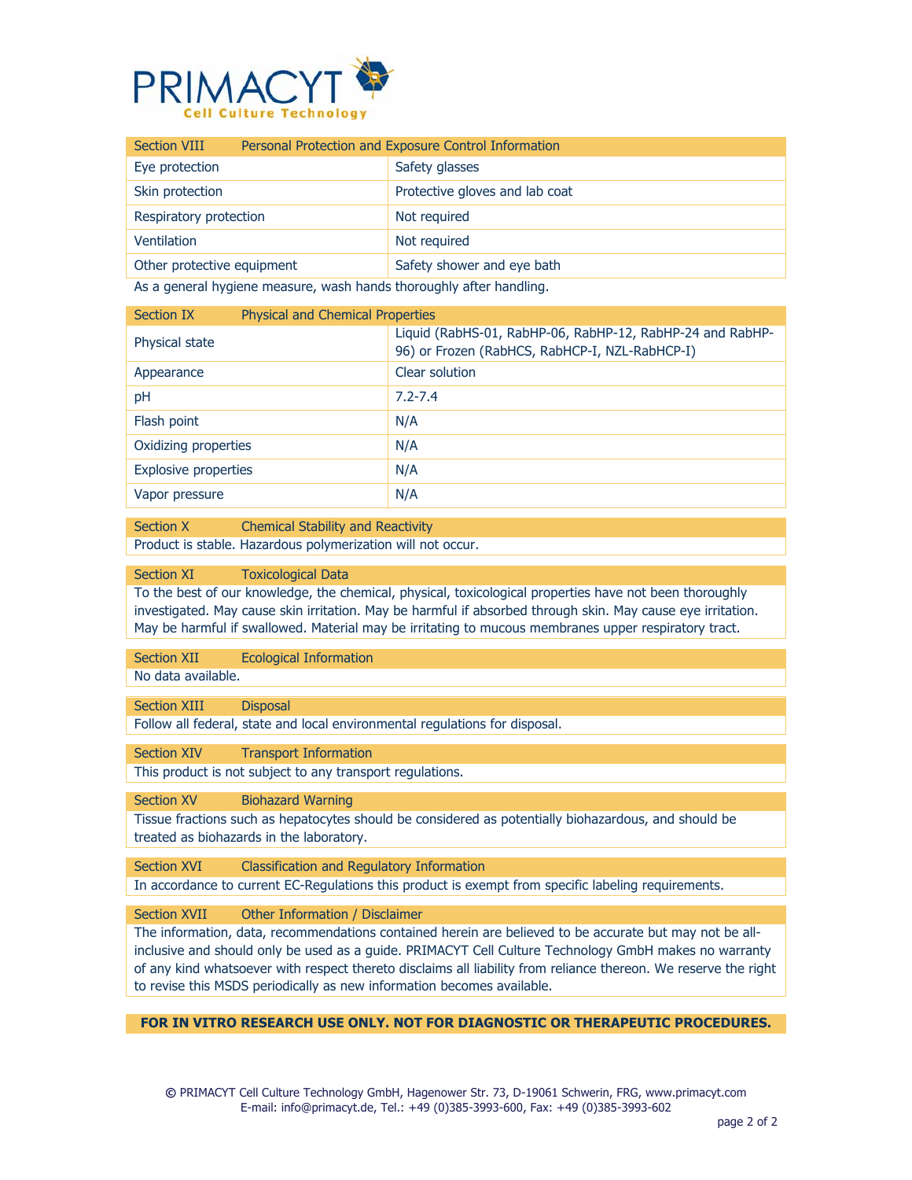PRIMACYT
Cell Culture Technology

| Section VIII | Personal Protection and Exposure Control Information |
| --- | --- |
| Eye protection | Safety glasses |
| Skin protection | Protective gloves and lab coat |
| Respiratory protection | Not required |
| Ventilation | Not required |
| Other protective equipment | Safety shower and eye bath |

As a general hygiene measure, wash hands thoroughly after handling.

| Section IX | Physical and Chemical Properties |
| --- | --- |
| Physical state | Liquid (RabHS-01, RabHP-06, RabHP-12, RabHP-24 and RabHP-96) or Frozen (RabHCS, RabHCP-I, NZL-RabHCP-I) |
| Appearance | Clear solution |
| pH | 7.2-7.4 |
| Flash point | N/A |
| Oxidizing properties | N/A |
| Explosive properties | N/A |
| Vapor pressure | N/A |

## Section X Chemical Stability and Reactivity

Product is stable. Hazardous polymerization will not occur.

## Section XI Toxicological Data

To the best of our knowledge, the chemical, physical, toxicological properties have not been thoroughly investigated. May cause skin irritation. May be harmful if absorbed through skin. May cause eye irritation. May be harmful if swallowed. Material may be irritating to mucous membranes upper respiratory tract.

## Section XII Ecological Information

No data available.

## Section XIII Disposal

Follow all federal, state and local environmental regulations for disposal.

## Section XIV Transport Information

This product is not subject to any transport regulations.

## Section XV Biohazard Warning

Tissue fractions such as hepatocytes should be considered as potentially biohazardous, and should be treated as biohazards in the laboratory.

## Section XVI Classification and Regulatory Information

In accordance to current EC-Regulations this product is exempt from specific labeling requirements.

## Section XVII Other Information / Disclaimer

The information, data, recommendations contained herein are believed to be accurate but may not be all-inclusive and should only be used as a guide. PRIMACYT Cell Culture Technology GmbH makes no warranty of any kind whatsoever with respect thereto disclaims all liability from reliance thereon. We reserve the right to revise this MSDS periodically as new information becomes available.

**FOR IN VITRO RESEARCH USE ONLY. NOT FOR DIAGNOSTIC OR THERAPEUTIC PROCEDURES.**

© PRIMACYT Cell Culture Technology GmbH, Hagenower Str. 73, D-19061 Schwerin, FRG, www.primacyt.com
E-mail: info@primacyt.de, Tel.: +49 (0)385-3993-600, Fax: +49 (0)385-3993-602